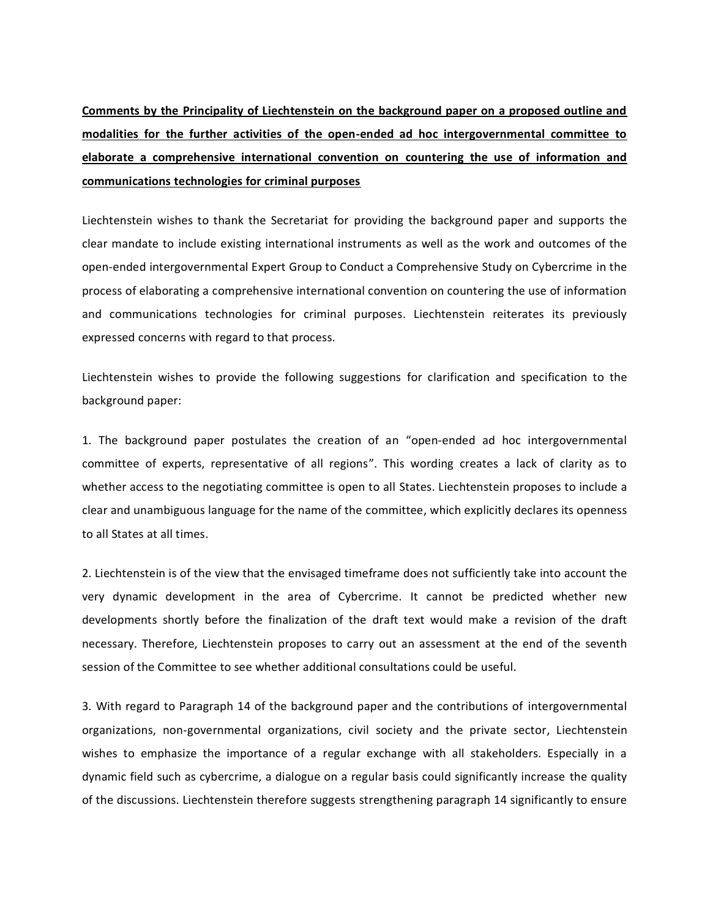**Comments by the Principality of Liechtenstein on the background paper on a proposed outline and modalities for the further activities of the open-ended ad hoc intergovernmental committee to elaborate a comprehensive international convention on countering the use of information and communications technologies for criminal purposes**

Liechtenstein wishes to thank the Secretariat for providing the background paper and supports the clear mandate to include existing international instruments as well as the work and outcomes of the open-ended intergovernmental Expert Group to Conduct a Comprehensive Study on Cybercrime in the process of elaborating a comprehensive international convention on countering the use of information and communications technologies for criminal purposes. Liechtenstein reiterates its previously expressed concerns with regard to that process.

Liechtenstein wishes to provide the following suggestions for clarification and specification to the background paper:

1. The background paper postulates the creation of an "open-ended ad hoc intergovernmental committee of experts, representative of all regions". This wording creates a lack of clarity as to whether access to the negotiating committee is open to all States. Liechtenstein proposes to include a clear and unambiguous language for the name of the committee, which explicitly declares its openness to all States at all times.

2. Liechtenstein is of the view that the envisaged timeframe does not sufficiently take into account the very dynamic development in the area of Cybercrime. It cannot be predicted whether new developments shortly before the finalization of the draft text would make a revision of the draft necessary. Therefore, Liechtenstein proposes to carry out an assessment at the end of the seventh session of the Committee to see whether additional consultations could be useful.

3. With regard to Paragraph 14 of the background paper and the contributions of intergovernmental organizations, non-governmental organizations, civil society and the private sector, Liechtenstein wishes to emphasize the importance of a regular exchange with all stakeholders. Especially in a dynamic field such as cybercrime, a dialogue on a regular basis could significantly increase the quality of the discussions. Liechtenstein therefore suggests strengthening paragraph 14 significantly to ensure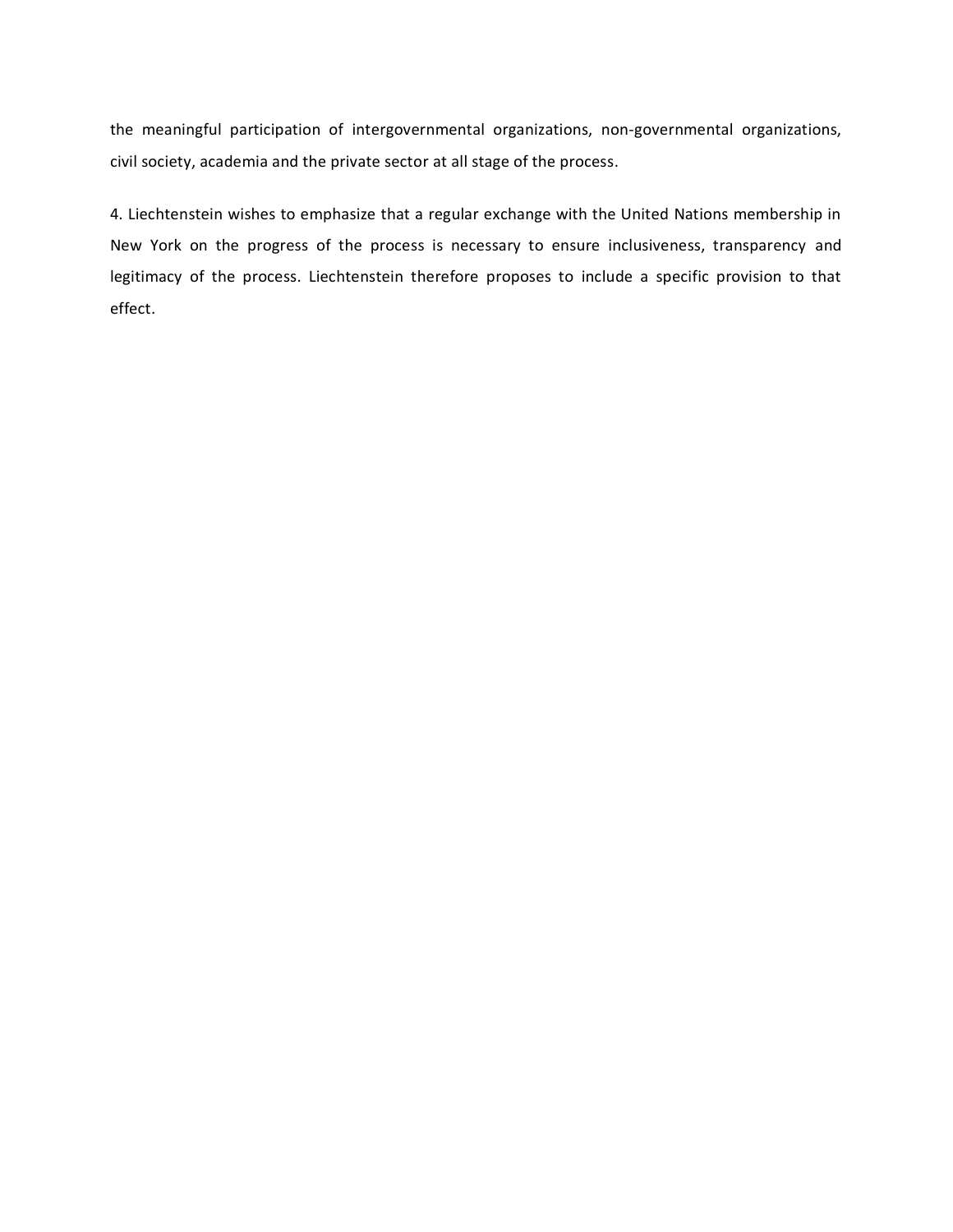the meaningful participation of intergovernmental organizations, non-governmental organizations, civil society, academia and the private sector at all stage of the process.

4. Liechtenstein wishes to emphasize that a regular exchange with the United Nations membership in New York on the progress of the process is necessary to ensure inclusiveness, transparency and legitimacy of the process. Liechtenstein therefore proposes to include a specific provision to that effect.